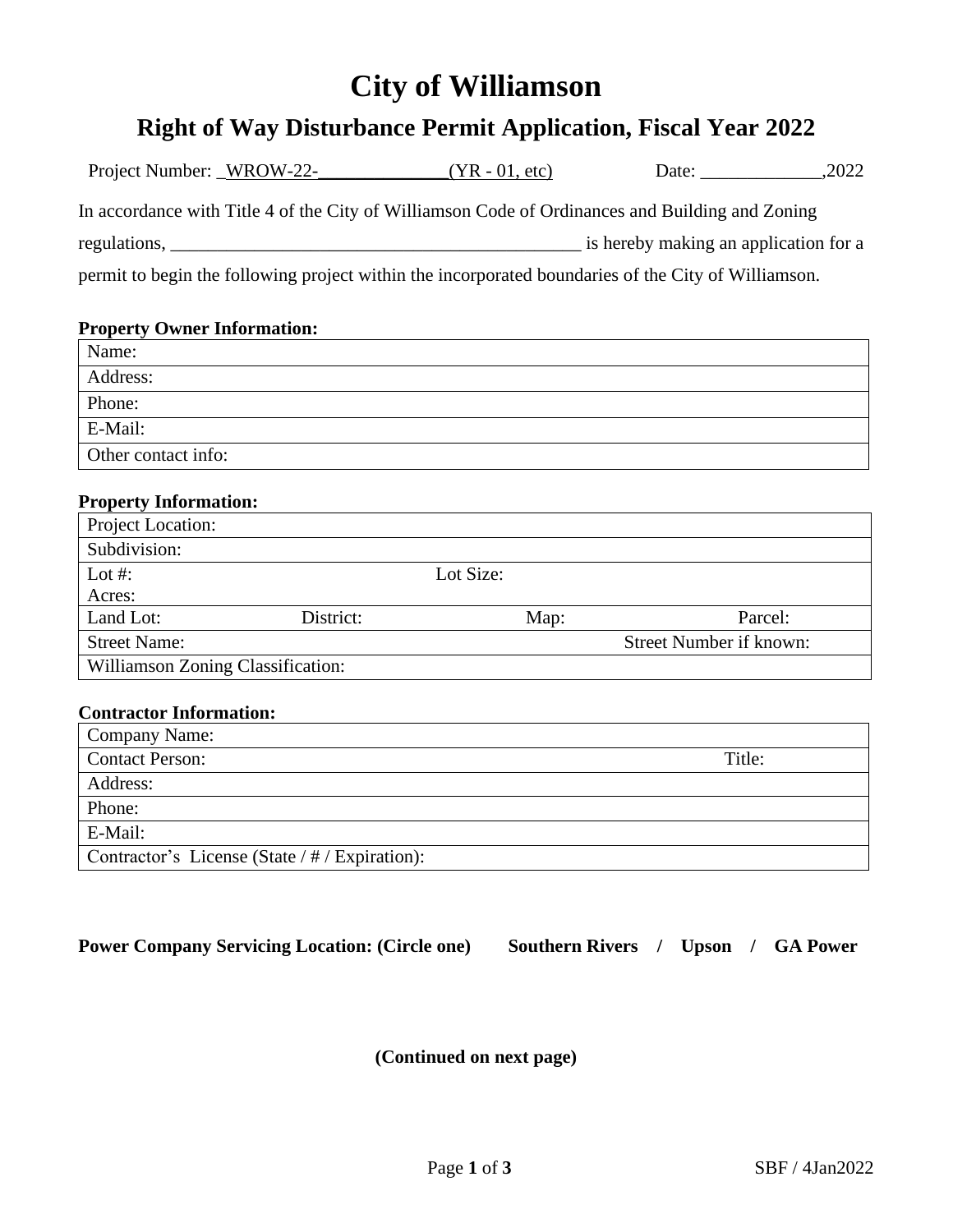# City of Williamson

## Right of Way Disturbance Permit Application, Fiscal Year 2022

Project Number: _WROW-22-______________(YR - 01, etc)    Date: _____________,2022

In accordance with Title 4 of the City of Williamson Code of Ordinances and Building and Zoning regulations, _____________________________________________ is hereby making an application for a permit to begin the following project within the incorporated boundaries of the City of Williamson.

**Property Owner Information:**

| Name: |
|---|
| Address: |
| Phone: |
| E-Mail: |
| Other contact info: |

**Property Information:**

| Project Location: | | | |
|---|---|---|---|
| Subdivision: | | | |
| Lot #: Acres: | | Lot Size: | |
| Land Lot: | District: | Map: | Parcel: |
| Street Name: | | | Street Number if known: |
| Williamson Zoning Classification: | | | |

**Contractor Information:**

| Company Name: | |
|---|---|
| Contact Person: | Title: |
| Address: | |
| Phone: | |
| E-Mail: | |
| Contractor's License (State / # / Expiration): | |

**Power Company Servicing Location: (Circle one)    Southern Rivers / Upson / GA Power**

**(Continued on next page)**

SBF / 4Jan2022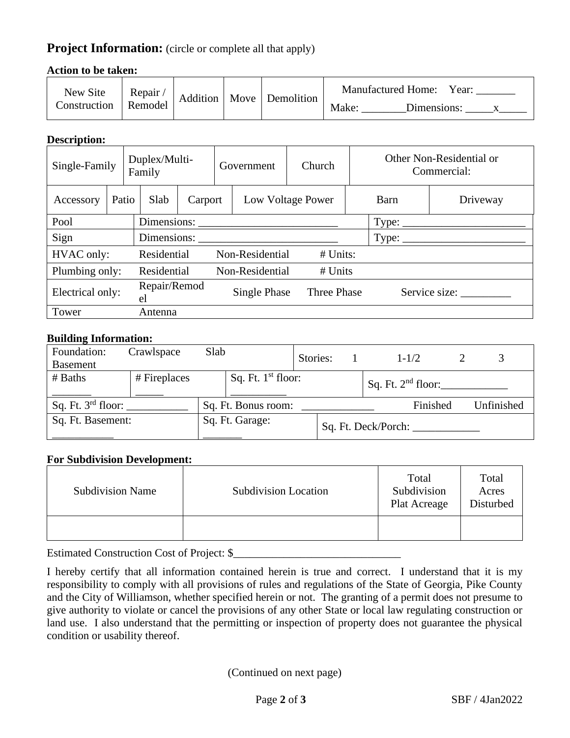## **Project Information:** (circle or complete all that apply)

**Action to be taken:**

| New Site Construction | Repair / Remodel | Addition | Move | Demolition | Manufactured Home: Year: _______ Make: ________Dimensions: _____x_____ |
|---|---|---|---|---|---|

**Description:**

| Single-Family | Duplex/Multi-Family | Government | Church | Other Non-Residential or Commercial: | |
|---|---|---|---|---|---|
| Accessory | Patio | Slab | Carport | Low Voltage Power | Barn | Driveway |
| Pool | Dimensions: _________________________ | | | Type: ______________________ | |
| Sign | Dimensions: _________________________ | | | Type: ______________________ | |
| HVAC only: | Residential | Non-Residential | # Units: | | |
| Plumbing only: | Residential | Non-Residential | # Units | | |
| Electrical only: | Repair/Remodel | Single Phase | Three Phase | Service size: _________ | |
| Tower | Antenna | | | | |

**Building Information:**

| Foundation: Crawlspace Slab Basement | | Stories: 1 1-1/2 2 3 | |
|---|---|---|---|
| # Baths _______ | # Fireplaces _____ | Sq. Ft. 1st floor: __________ | Sq. Ft. 2nd floor:____________ |
| Sq. Ft. 3rd floor: ___________ | Sq. Ft. Bonus room: _____________ Finished Unfinished | | |
| Sq. Ft. Basement: ___________ | Sq. Ft. Garage: _______ | Sq. Ft. Deck/Porch: ____________ | |

**For Subdivision Development:**

| Subdivision Name | Subdivision Location | Total Subdivision Plat Acreage | Total Acres Disturbed |
|---|---|---|---|
| | | | |

Estimated Construction Cost of Project: $______________________________

I hereby certify that all information contained herein is true and correct. I understand that it is my responsibility to comply with all provisions of rules and regulations of the State of Georgia, Pike County and the City of Williamson, whether specified herein or not. The granting of a permit does not presume to give authority to violate or cancel the provisions of any other State or local law regulating construction or land use. I also understand that the permitting or inspection of property does not guarantee the physical condition or usability thereof.

(Continued on next page)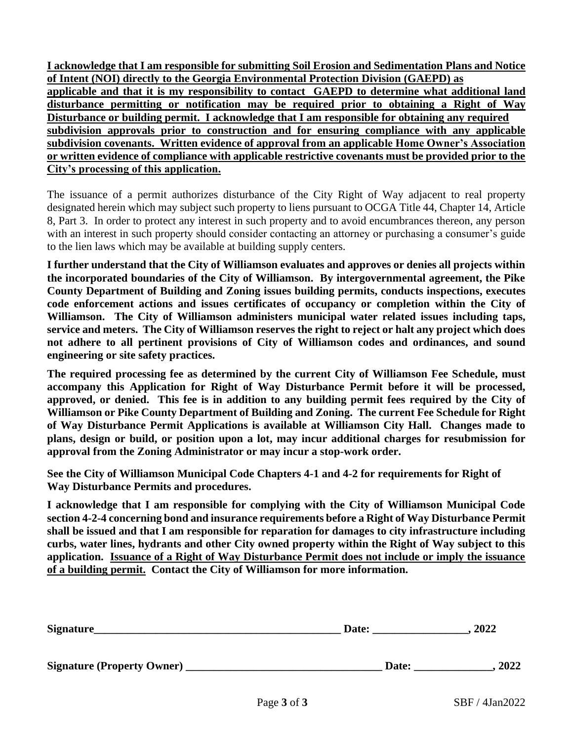**I acknowledge that I am responsible for submitting Soil Erosion and Sedimentation Plans and Notice of Intent (NOI) directly to the Georgia Environmental Protection Division (GAEPD) as applicable and that it is my responsibility to contact GAEPD to determine what additional land disturbance permitting or notification may be required prior to obtaining a Right of Way Disturbance or building permit. I acknowledge that I am responsible for obtaining any required subdivision approvals prior to construction and for ensuring compliance with any applicable subdivision covenants. Written evidence of approval from an applicable Home Owner's Association or written evidence of compliance with applicable restrictive covenants must be provided prior to the City's processing of this application.**

The issuance of a permit authorizes disturbance of the City Right of Way adjacent to real property designated herein which may subject such property to liens pursuant to OCGA Title 44, Chapter 14, Article 8, Part 3. In order to protect any interest in such property and to avoid encumbrances thereon, any person with an interest in such property should consider contacting an attorney or purchasing a consumer's guide to the lien laws which may be available at building supply centers.

**I further understand that the City of Williamson evaluates and approves or denies all projects within the incorporated boundaries of the City of Williamson. By intergovernmental agreement, the Pike County Department of Building and Zoning issues building permits, conducts inspections, executes code enforcement actions and issues certificates of occupancy or completion within the City of Williamson. The City of Williamson administers municipal water related issues including taps, service and meters. The City of Williamson reserves the right to reject or halt any project which does not adhere to all pertinent provisions of City of Williamson codes and ordinances, and sound engineering or site safety practices.**

**The required processing fee as determined by the current City of Williamson Fee Schedule, must accompany this Application for Right of Way Disturbance Permit before it will be processed, approved, or denied. This fee is in addition to any building permit fees required by the City of Williamson or Pike County Department of Building and Zoning. The current Fee Schedule for Right of Way Disturbance Permit Applications is available at Williamson City Hall. Changes made to plans, design or build, or position upon a lot, may incur additional charges for resubmission for approval from the Zoning Administrator or may incur a stop-work order.**

**See the City of Williamson Municipal Code Chapters 4-1 and 4-2 for requirements for Right of Way Disturbance Permits and procedures.**

**I acknowledge that I am responsible for complying with the City of Williamson Municipal Code section 4-2-4 concerning bond and insurance requirements before a Right of Way Disturbance Permit shall be issued and that I am responsible for reparation for damages to city infrastructure including curbs, water lines, hydrants and other City owned property within the Right of Way subject to this application. Issuance of a Right of Way Disturbance Permit does not include or imply the issuance of a building permit. Contact the City of Williamson for more information.**

**Signature**_______________________________________________ **Date:** _________________**, 2022**

**Signature (Property Owner)** ___________________________________ **Date:** ______________**, 2022**

SBF / 4Jan2022